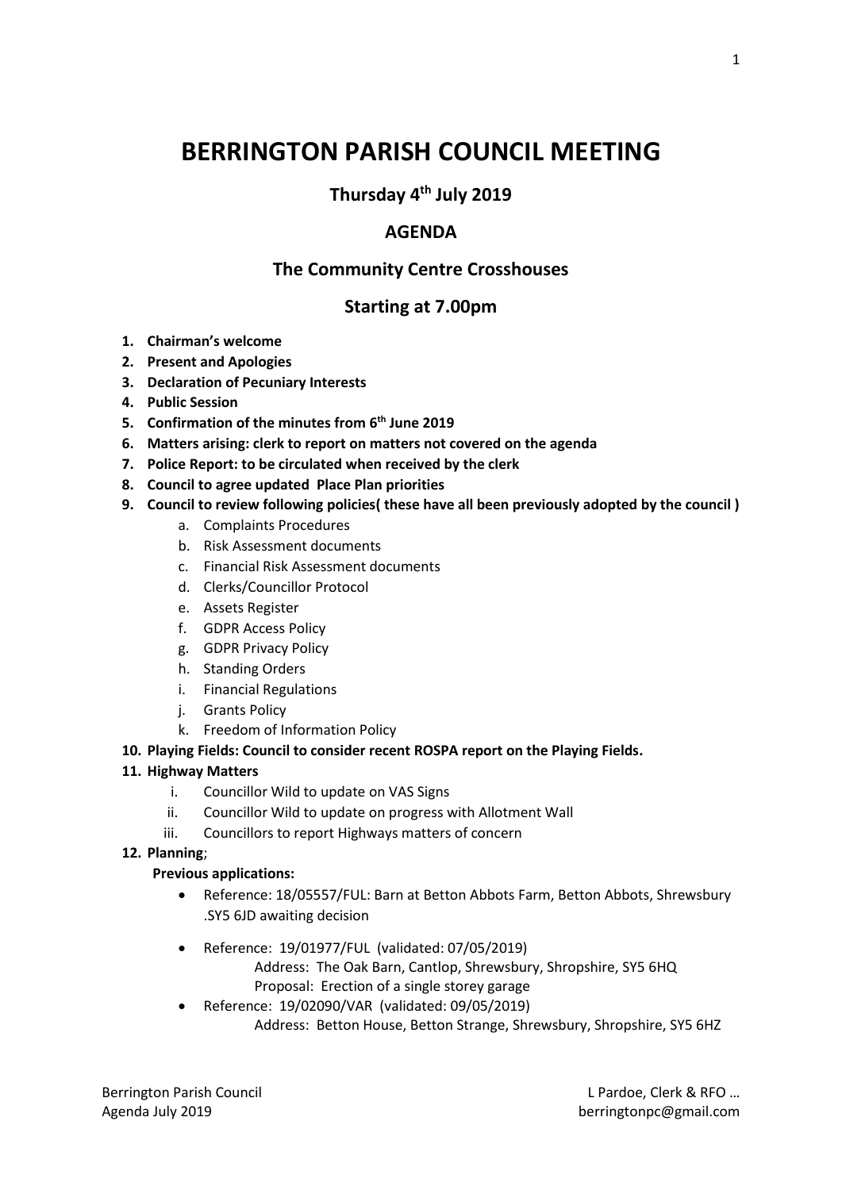# BERRINGTON PARISH COUNCIL MEETING

## Thursday 4th July 2019

## AGENDA

## The Community Centre Crosshouses

## Starting at 7.00pm

1. **Chairman's welcome**
2. **Present and Apologies**
3. **Declaration of Pecuniary Interests**
4. **Public Session**
5. **Confirmation of the minutes from 6th June 2019**
6. **Matters arising: clerk to report on matters not covered on the agenda**
7. **Police Report: to be circulated when received by the clerk**
8. **Council to agree updated Place Plan priorities**
9. **Council to review following policies( these have all been previously adopted by the council )**
   a. Complaints Procedures
   b. Risk Assessment documents
   c. Financial Risk Assessment documents
   d. Clerks/Councillor Protocol
   e. Assets Register
   f. GDPR Access Policy
   g. GDPR Privacy Policy
   h. Standing Orders
   i. Financial Regulations
   j. Grants Policy
   k. Freedom of Information Policy
10. **Playing Fields: Council to consider recent ROSPA report on the Playing Fields.**
11. **Highway Matters**
    i. Councillor Wild to update on VAS Signs
    ii. Councillor Wild to update on progress with Allotment Wall
    iii. Councillors to report Highways matters of concern
12. **Planning**;

    **Previous applications:**

    - Reference: 18/05557/FUL: Barn at Betton Abbots Farm, Betton Abbots, Shrewsbury .SY5 6JD awaiting decision

    - Reference: 19/01977/FUL (validated: 07/05/2019)
      Address: The Oak Barn, Cantlop, Shrewsbury, Shropshire, SY5 6HQ
      Proposal: Erection of a single storey garage
    - Reference: 19/02090/VAR (validated: 09/05/2019)
      Address: Betton House, Betton Strange, Shrewsbury, Shropshire, SY5 6HZ

Berrington Parish Council
Agenda July 2019

L Pardoe, Clerk & RFO …
berringtonpc@gmail.com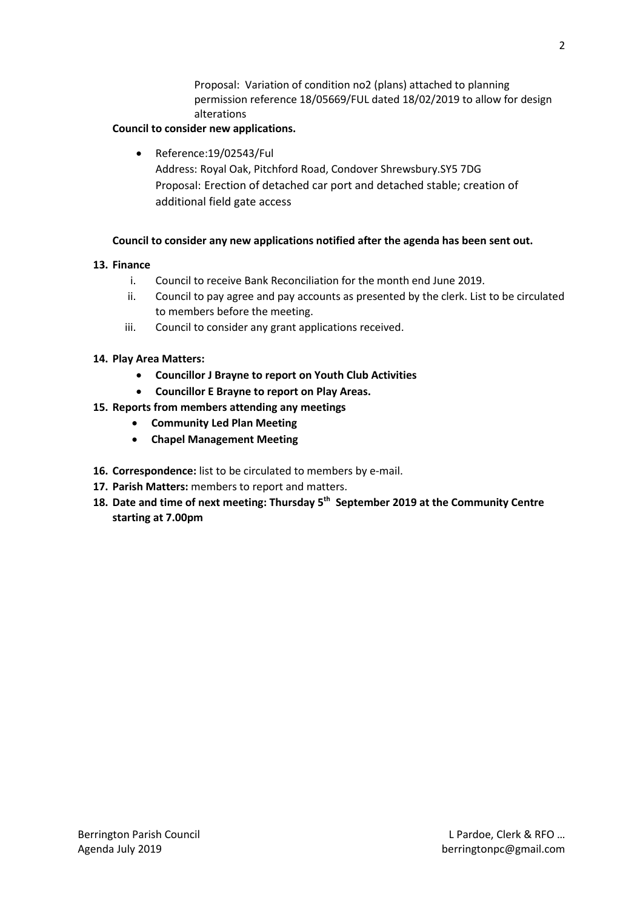Proposal: Variation of condition no2 (plans) attached to planning permission reference 18/05669/FUL dated 18/02/2019 to allow for design alterations

**Council to consider new applications.**

- Reference:19/02543/Ful
  Address: Royal Oak, Pitchford Road, Condover Shrewsbury.SY5 7DG
  Proposal: Erection of detached car port and detached stable; creation of additional field gate access

**Council to consider any new applications notified after the agenda has been sent out.**

13. **Finance**
    i. Council to receive Bank Reconciliation for the month end June 2019.
    ii. Council to pay agree and pay accounts as presented by the clerk. List to be circulated to members before the meeting.
    iii. Council to consider any grant applications received.

14. **Play Area Matters:**
    - **Councillor J Brayne to report on Youth Club Activities**
    - **Councillor E Brayne to report on Play Areas.**
15. **Reports from members attending any meetings**
    - **Community Led Plan Meeting**
    - **Chapel Management Meeting**

16. **Correspondence:** list to be circulated to members by e-mail.
17. **Parish Matters:** members to report and matters.
18. **Date and time of next meeting: Thursday 5th September 2019 at the Community Centre starting at 7.00pm**

Berrington Parish Council
Agenda July 2019

L Pardoe, Clerk & RFO …
berringtonpc@gmail.com